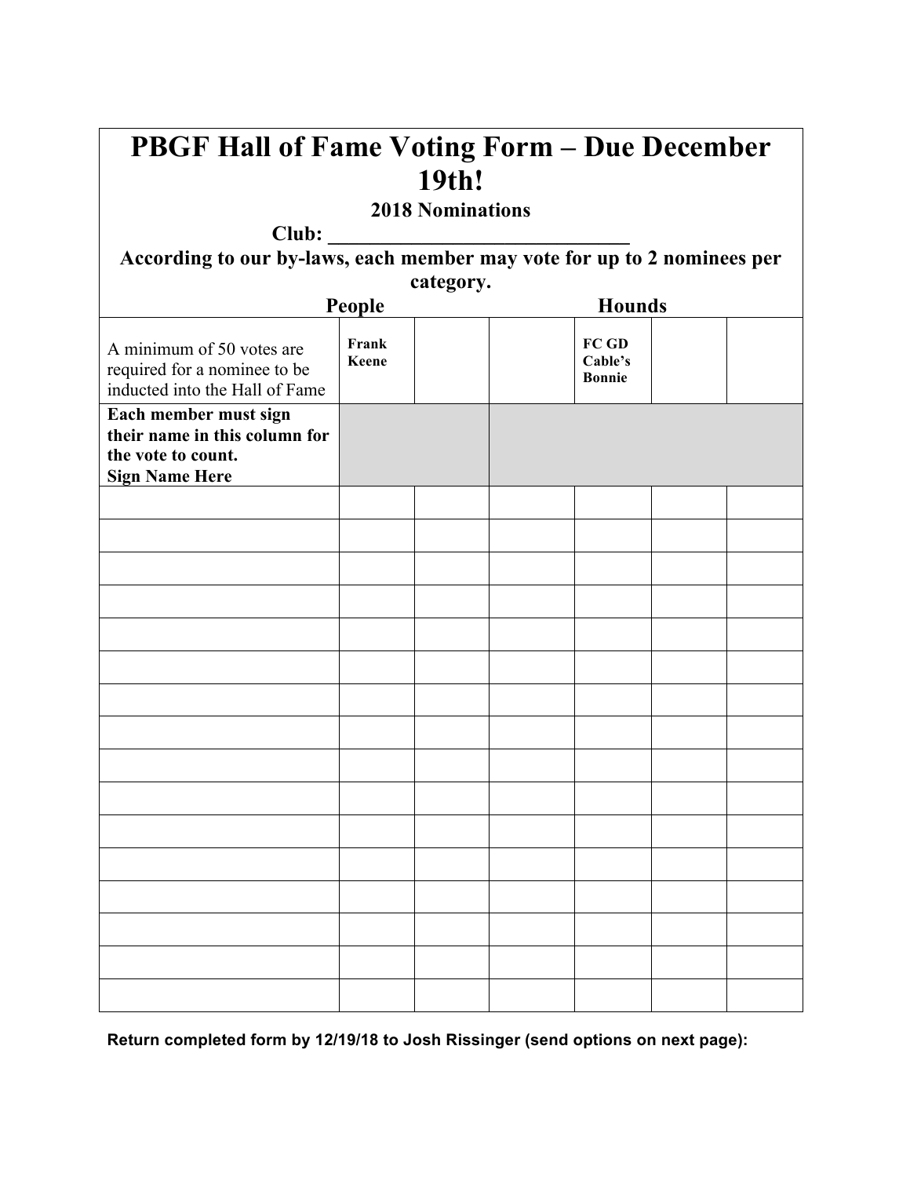# PBGF Hall of Fame Voting Form – Due December 19th!

**2018 Nominations**

**Club: ____________________________**

**According to our by-laws, each member may vote for up to 2 nominees per category.**

| | People | | | Hounds | | |
|---|---|---|---|---|---|---|
| A minimum of 50 votes are required for a nominee to be inducted into the Hall of Fame | **Frank Keene** | | | **FC GD Cable's Bonnie** | | |
| **Each member must sign their name in this column for the vote to count. Sign Name Here** | | | | | | |
| | | | | | | |
| | | | | | | |
| | | | | | | |
| | | | | | | |
| | | | | | | |
| | | | | | | |
| | | | | | | |
| | | | | | | |
| | | | | | | |
| | | | | | | |
| | | | | | | |
| | | | | | | |
| | | | | | | |
| | | | | | | |
| | | | | | | |
| | | | | | | |

**Return completed form by 12/19/18 to Josh Rissinger (send options on next page):**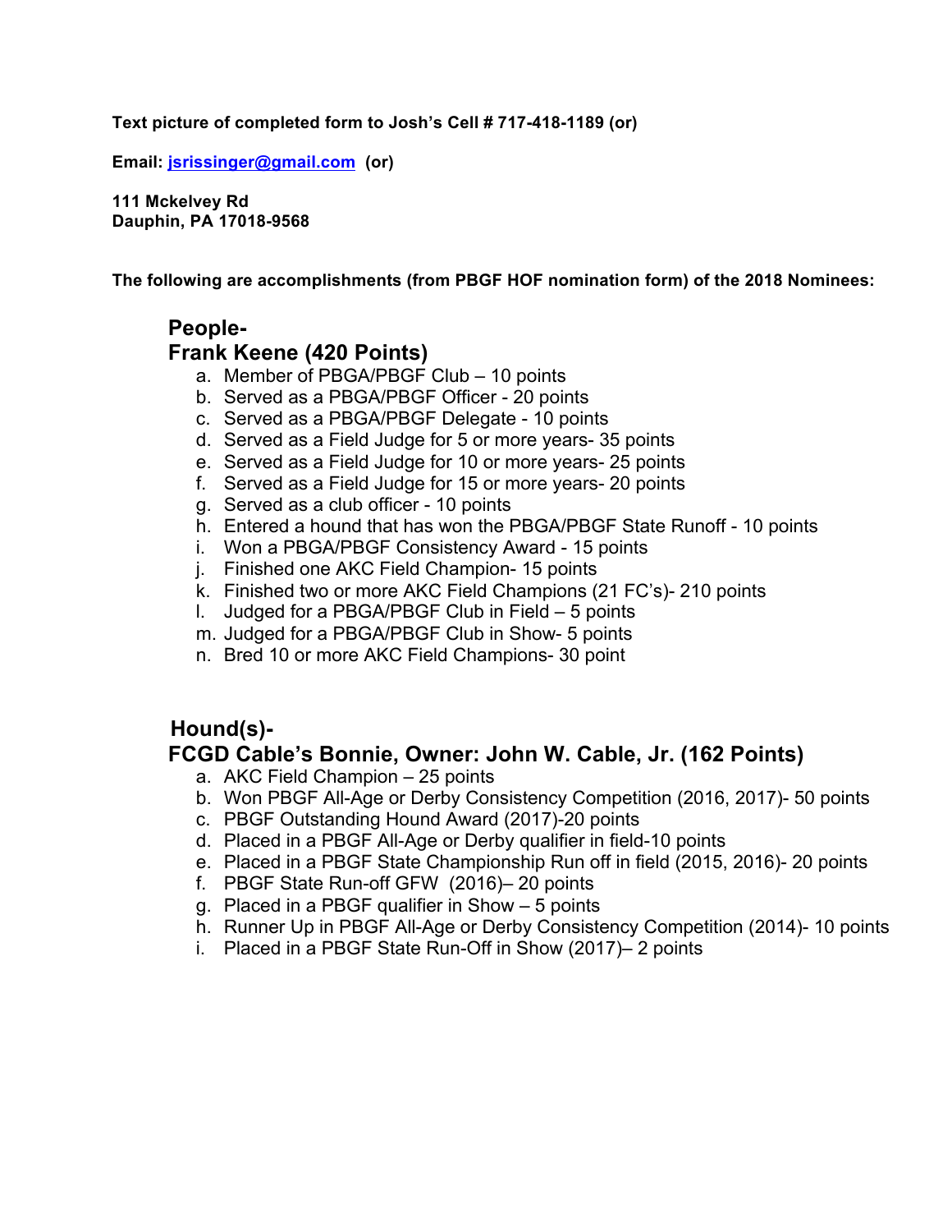**Text picture of completed form to Josh's Cell # 717-418-1189 (or)**

**Email: jsrissinger@gmail.com (or)**

**111 Mckelvey Rd**
**Dauphin, PA 17018-9568**

**The following are accomplishments (from PBGF HOF nomination form) of the 2018 Nominees:**

## People-
## Frank Keene (420 Points)

a. Member of PBGA/PBGF Club – 10 points
b. Served as a PBGA/PBGF Officer - 20 points
c. Served as a PBGA/PBGF Delegate - 10 points
d. Served as a Field Judge for 5 or more years- 35 points
e. Served as a Field Judge for 10 or more years- 25 points
f. Served as a Field Judge for 15 or more years- 20 points
g. Served as a club officer - 10 points
h. Entered a hound that has won the PBGA/PBGF State Runoff - 10 points
i. Won a PBGA/PBGF Consistency Award - 15 points
j. Finished one AKC Field Champion- 15 points
k. Finished two or more AKC Field Champions (21 FC's)- 210 points
l. Judged for a PBGA/PBGF Club in Field – 5 points
m. Judged for a PBGA/PBGF Club in Show- 5 points
n. Bred 10 or more AKC Field Champions- 30 point

## Hound(s)-
## FCGD Cable's Bonnie, Owner: John W. Cable, Jr. (162 Points)

a. AKC Field Champion – 25 points
b. Won PBGF All-Age or Derby Consistency Competition (2016, 2017)- 50 points
c. PBGF Outstanding Hound Award (2017)-20 points
d. Placed in a PBGF All-Age or Derby qualifier in field-10 points
e. Placed in a PBGF State Championship Run off in field (2015, 2016)- 20 points
f. PBGF State Run-off GFW (2016)– 20 points
g. Placed in a PBGF qualifier in Show – 5 points
h. Runner Up in PBGF All-Age or Derby Consistency Competition (2014)- 10 points
i. Placed in a PBGF State Run-Off in Show (2017)– 2 points